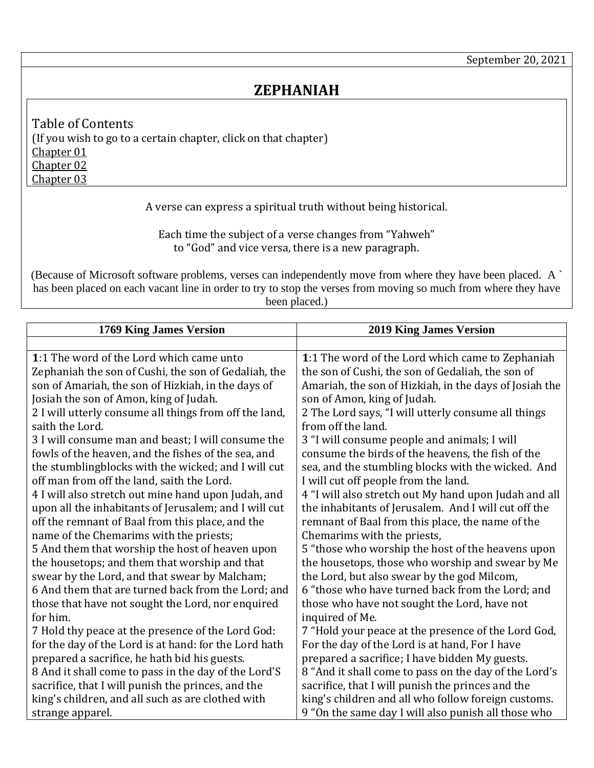September 20, 2021

# ZEPHANIAH

Table of Contents
(If you wish to go to a certain chapter, click on that chapter)
Chapter 01
Chapter 02
Chapter 03

A verse can express a spiritual truth without being historical.

Each time the subject of a verse changes from "Yahweh" to "God" and vice versa, there is a new paragraph.

(Because of Microsoft software problems, verses can independently move from where they have been placed. A ` has been placed on each vacant line in order to try to stop the verses from moving so much from where they have been placed.)

| 1769 King James Version | 2019 King James Version |
|---|---|
| | |
| **1**:1 The word of the Lord which came unto Zephaniah the son of Cushi, the son of Gedaliah, the son of Amariah, the son of Hizkiah, in the days of Josiah the son of Amon, king of Judah.<br>2 I will utterly consume all things from off the land, saith the Lord.<br>3 I will consume man and beast; I will consume the fowls of the heaven, and the fishes of the sea, and the stumblingblocks with the wicked; and I will cut off man from off the land, saith the Lord.<br>4 I will also stretch out mine hand upon Judah, and upon all the inhabitants of Jerusalem; and I will cut off the remnant of Baal from this place, and the name of the Chemarims with the priests;<br>5 And them that worship the host of heaven upon the housetops; and them that worship and that swear by the Lord, and that swear by Malcham;<br>6 And them that are turned back from the Lord; and those that have not sought the Lord, nor enquired for him.<br>7 Hold thy peace at the presence of the Lord God: for the day of the Lord is at hand: for the Lord hath prepared a sacrifice, he hath bid his guests.<br>8 And it shall come to pass in the day of the Lord'S sacrifice, that I will punish the princes, and the king's children, and all such as are clothed with strange apparel. | **1**:1 The word of the Lord which came to Zephaniah the son of Cushi, the son of Gedaliah, the son of Amariah, the son of Hizkiah, in the days of Josiah the son of Amon, king of Judah.<br>2 The Lord says, "I will utterly consume all things from off the land.<br>3 "I will consume people and animals; I will consume the birds of the heavens, the fish of the sea, and the stumbling blocks with the wicked. And I will cut off people from the land.<br>4 "I will also stretch out My hand upon Judah and all the inhabitants of Jerusalem. And I will cut off the remnant of Baal from this place, the name of the Chemarims with the priests,<br>5 "those who worship the host of the heavens upon the housetops, those who worship and swear by Me the Lord, but also swear by the god Milcom,<br>6 "those who have turned back from the Lord; and those who have not sought the Lord, have not inquired of Me.<br>7 "Hold your peace at the presence of the Lord God, For the day of the Lord is at hand, For I have prepared a sacrifice; I have bidden My guests.<br>8 "And it shall come to pass on the day of the Lord's sacrifice, that I will punish the princes and the king's children and all who follow foreign customs.<br>9 "On the same day I will also punish all those who |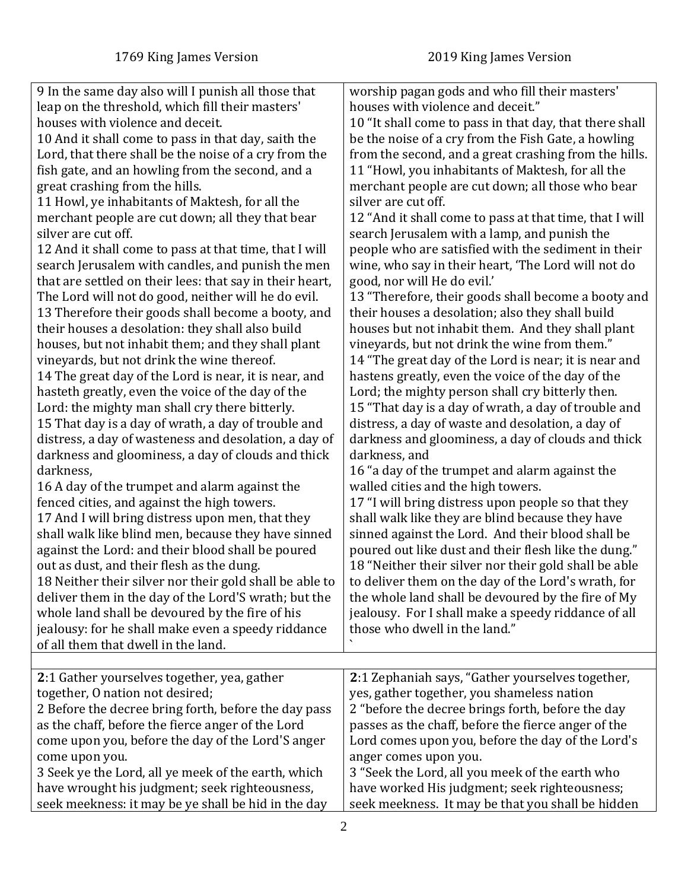| 1769 King James Version | 2019 King James Version |
|---|---|
| 9 In the same day also will I punish all those that leap on the threshold, which fill their masters' houses with violence and deceit.<br>10 And it shall come to pass in that day, saith the Lord, that there shall be the noise of a cry from the fish gate, and an howling from the second, and a great crashing from the hills.<br>11 Howl, ye inhabitants of Maktesh, for all the merchant people are cut down; all they that bear silver are cut off.<br>12 And it shall come to pass at that time, that I will search Jerusalem with candles, and punish the men that are settled on their lees: that say in their heart, The Lord will not do good, neither will he do evil.<br>13 Therefore their goods shall become a booty, and their houses a desolation: they shall also build houses, but not inhabit them; and they shall plant vineyards, but not drink the wine thereof.<br>14 The great day of the Lord is near, it is near, and hasteth greatly, even the voice of the day of the Lord: the mighty man shall cry there bitterly.<br>15 That day is a day of wrath, a day of trouble and distress, a day of wasteness and desolation, a day of darkness and gloominess, a day of clouds and thick darkness,<br>16 A day of the trumpet and alarm against the fenced cities, and against the high towers.<br>17 And I will bring distress upon men, that they shall walk like blind men, because they have sinned against the Lord: and their blood shall be poured out as dust, and their flesh as the dung.<br>18 Neither their silver nor their gold shall be able to deliver them in the day of the Lord'S wrath; but the whole land shall be devoured by the fire of his jealousy: for he shall make even a speedy riddance of all them that dwell in the land. | worship pagan gods and who fill their masters' houses with violence and deceit."<br>10 "It shall come to pass in that day, that there shall be the noise of a cry from the Fish Gate, a howling from the second, and a great crashing from the hills.<br>11 "Howl, you inhabitants of Maktesh, for all the merchant people are cut down; all those who bear silver are cut off.<br>12 "And it shall come to pass at that time, that I will search Jerusalem with a lamp, and punish the people who are satisfied with the sediment in their wine, who say in their heart, 'The Lord will not do good, nor will He do evil.'<br>13 "Therefore, their goods shall become a booty and their houses a desolation; also they shall build houses but not inhabit them. And they shall plant vineyards, but not drink the wine from them."<br>14 "The great day of the Lord is near; it is near and hastens greatly, even the voice of the day of the Lord; the mighty person shall cry bitterly then.<br>15 "That day is a day of wrath, a day of trouble and distress, a day of waste and desolation, a day of darkness and gloominess, a day of clouds and thick darkness, and<br>16 "a day of the trumpet and alarm against the walled cities and the high towers.<br>17 "I will bring distress upon people so that they shall walk like they are blind because they have sinned against the Lord. And their blood shall be poured out like dust and their flesh like the dung."<br>18 "Neither their silver nor their gold shall be able to deliver them on the day of the Lord's wrath, for the whole land shall be devoured by the fire of My jealousy. For I shall make a speedy riddance of all those who dwell in the land."<br>` |
| | |
| **2**:1 Gather yourselves together, yea, gather together, O nation not desired;<br>2 Before the decree bring forth, before the day pass as the chaff, before the fierce anger of the Lord come upon you, before the day of the Lord'S anger come upon you.<br>3 Seek ye the Lord, all ye meek of the earth, which have wrought his judgment; seek righteousness, seek meekness: it may be ye shall be hid in the day | **2**:1 Zephaniah says, "Gather yourselves together, yes, gather together, you shameless nation<br>2 "before the decree brings forth, before the day passes as the chaff, before the fierce anger of the Lord comes upon you, before the day of the Lord's anger comes upon you.<br>3 "Seek the Lord, all you meek of the earth who have worked His judgment; seek righteousness; seek meekness. It may be that you shall be hidden |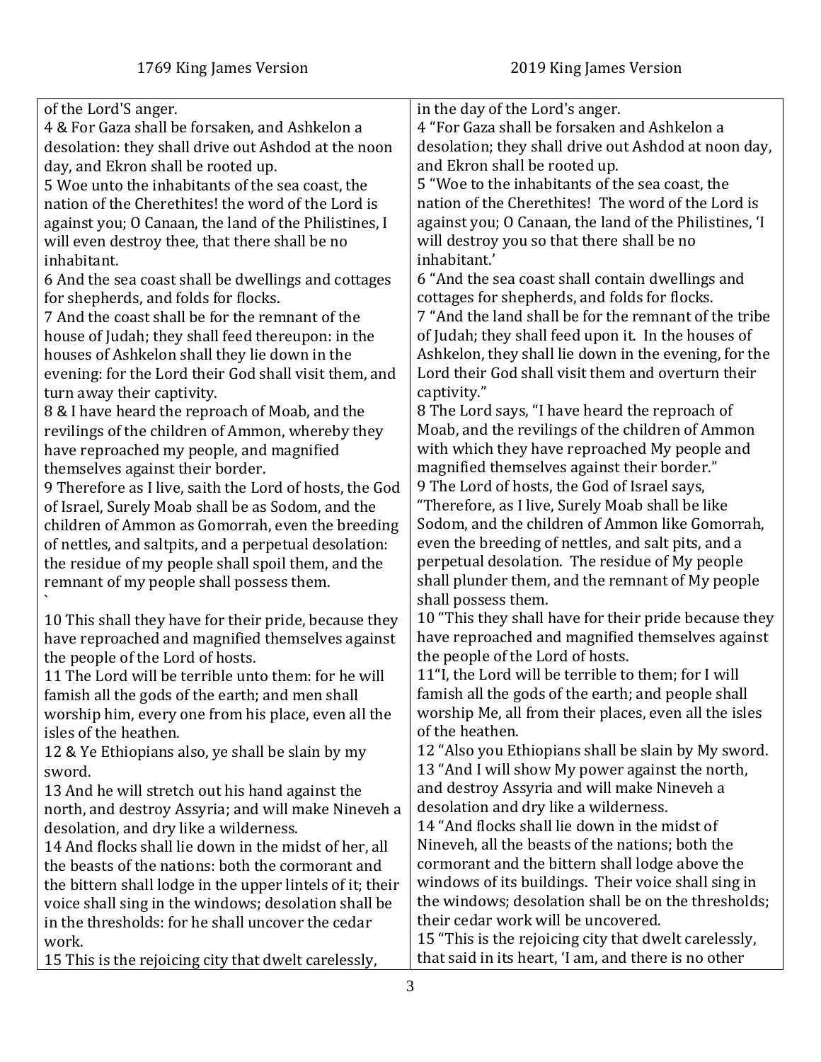| 1769 King James Version | 2019 King James Version |
| --- | --- |
| of the Lord'S anger.<br>4 & For Gaza shall be forsaken, and Ashkelon a desolation: they shall drive out Ashdod at the noon day, and Ekron shall be rooted up.<br>5 Woe unto the inhabitants of the sea coast, the nation of the Cherethites! the word of the Lord is against you; O Canaan, the land of the Philistines, I will even destroy thee, that there shall be no inhabitant.<br>6 And the sea coast shall be dwellings and cottages for shepherds, and folds for flocks.<br>7 And the coast shall be for the remnant of the house of Judah; they shall feed thereupon: in the houses of Ashkelon shall they lie down in the evening: for the Lord their God shall visit them, and turn away their captivity.<br>8 & I have heard the reproach of Moab, and the revilings of the children of Ammon, whereby they have reproached my people, and magnified themselves against their border.<br>9 Therefore as I live, saith the Lord of hosts, the God of Israel, Surely Moab shall be as Sodom, and the children of Ammon as Gomorrah, even the breeding of nettles, and saltpits, and a perpetual desolation: the residue of my people shall spoil them, and the remnant of my people shall possess them.<br>`<br>10 This shall they have for their pride, because they have reproached and magnified themselves against the people of the Lord of hosts.<br>11 The Lord will be terrible unto them: for he will famish all the gods of the earth; and men shall worship him, every one from his place, even all the isles of the heathen.<br>12 & Ye Ethiopians also, ye shall be slain by my sword.<br>13 And he will stretch out his hand against the north, and destroy Assyria; and will make Nineveh a desolation, and dry like a wilderness.<br>14 And flocks shall lie down in the midst of her, all the beasts of the nations: both the cormorant and the bittern shall lodge in the upper lintels of it; their voice shall sing in the windows; desolation shall be in the thresholds: for he shall uncover the cedar work.<br>15 This is the rejoicing city that dwelt carelessly, | in the day of the Lord's anger.<br>4 "For Gaza shall be forsaken and Ashkelon a desolation; they shall drive out Ashdod at noon day, and Ekron shall be rooted up.<br>5 "Woe to the inhabitants of the sea coast, the nation of the Cherethites! The word of the Lord is against you; O Canaan, the land of the Philistines, 'I will destroy you so that there shall be no inhabitant.'<br>6 "And the sea coast shall contain dwellings and cottages for shepherds, and folds for flocks.<br>7 "And the land shall be for the remnant of the tribe of Judah; they shall feed upon it. In the houses of Ashkelon, they shall lie down in the evening, for the Lord their God shall visit them and overturn their captivity."<br>8 The Lord says, "I have heard the reproach of Moab, and the revilings of the children of Ammon with which they have reproached My people and magnified themselves against their border."<br>9 The Lord of hosts, the God of Israel says, "Therefore, as I live, Surely Moab shall be like Sodom, and the children of Ammon like Gomorrah, even the breeding of nettles, and salt pits, and a perpetual desolation. The residue of My people shall plunder them, and the remnant of My people shall possess them.<br>10 "This they shall have for their pride because they have reproached and magnified themselves against the people of the Lord of hosts.<br>11"I, the Lord will be terrible to them; for I will famish all the gods of the earth; and people shall worship Me, all from their places, even all the isles of the heathen.<br>12 "Also you Ethiopians shall be slain by My sword.<br>13 "And I will show My power against the north, and destroy Assyria and will make Nineveh a desolation and dry like a wilderness.<br>14 "And flocks shall lie down in the midst of Nineveh, all the beasts of the nations; both the cormorant and the bittern shall lodge above the windows of its buildings. Their voice shall sing in the windows; desolation shall be on the thresholds; their cedar work will be uncovered.<br>15 "This is the rejoicing city that dwelt carelessly, that said in its heart, 'I am, and there is no other |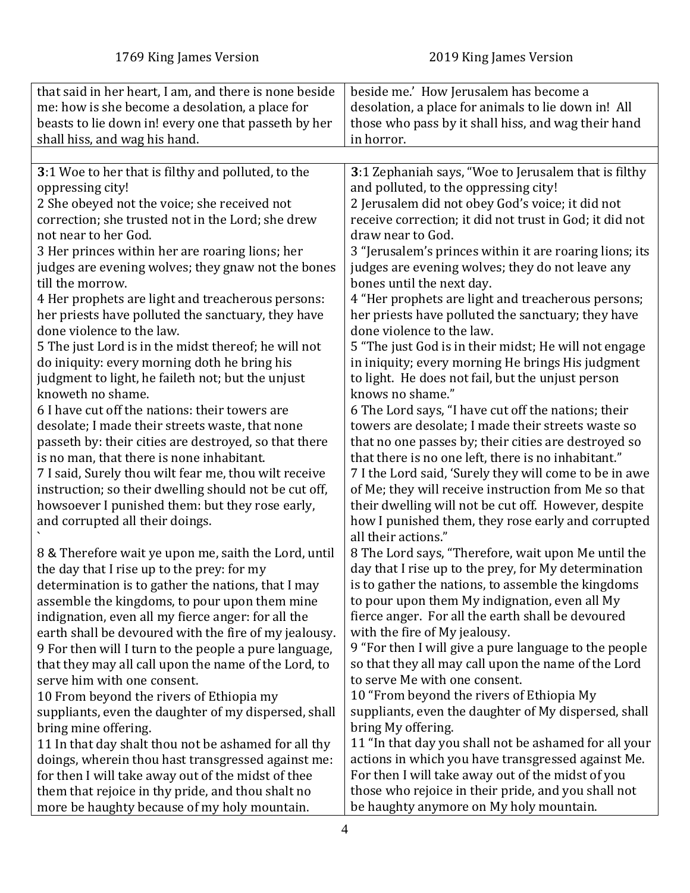| 1769 King James Version | 2019 King James Version |
|---|---|
| that said in her heart, I am, and there is none beside me: how is she become a desolation, a place for beasts to lie down in! every one that passeth by her shall hiss, and wag his hand. | beside me.' How Jerusalem has become a desolation, a place for animals to lie down in! All those who pass by it shall hiss, and wag their hand in horror. |
| | |
| **3**:1 Woe to her that is filthy and polluted, to the oppressing city!<br>2 She obeyed not the voice; she received not correction; she trusted not in the Lord; she drew not near to her God.<br>3 Her princes within her are roaring lions; her judges are evening wolves; they gnaw not the bones till the morrow.<br>4 Her prophets are light and treacherous persons: her priests have polluted the sanctuary, they have done violence to the law.<br>5 The just Lord is in the midst thereof; he will not do iniquity: every morning doth he bring his judgment to light, he faileth not; but the unjust knoweth no shame.<br>6 I have cut off the nations: their towers are desolate; I made their streets waste, that none passeth by: their cities are destroyed, so that there is no man, that there is none inhabitant.<br>7 I said, Surely thou wilt fear me, thou wilt receive instruction; so their dwelling should not be cut off, howsoever I punished them: but they rose early, and corrupted all their doings.<br>`<br>8 & Therefore wait ye upon me, saith the Lord, until the day that I rise up to the prey: for my determination is to gather the nations, that I may assemble the kingdoms, to pour upon them mine indignation, even all my fierce anger: for all the earth shall be devoured with the fire of my jealousy.<br>9 For then will I turn to the people a pure language, that they may all call upon the name of the Lord, to serve him with one consent.<br>10 From beyond the rivers of Ethiopia my suppliants, even the daughter of my dispersed, shall bring mine offering.<br>11 In that day shalt thou not be ashamed for all thy doings, wherein thou hast transgressed against me: for then I will take away out of the midst of thee them that rejoice in thy pride, and thou shalt no more be haughty because of my holy mountain. | **3**:1 Zephaniah says, "Woe to Jerusalem that is filthy and polluted, to the oppressing city!<br>2 Jerusalem did not obey God's voice; it did not receive correction; it did not trust in God; it did not draw near to God.<br>3 "Jerusalem's princes within it are roaring lions; its judges are evening wolves; they do not leave any bones until the next day.<br>4 "Her prophets are light and treacherous persons; her priests have polluted the sanctuary; they have done violence to the law.<br>5 "The just God is in their midst; He will not engage in iniquity; every morning He brings His judgment to light. He does not fail, but the unjust person knows no shame."<br>6 The Lord says, "I have cut off the nations; their towers are desolate; I made their streets waste so that no one passes by; their cities are destroyed so that there is no one left, there is no inhabitant."<br>7 I the Lord said, 'Surely they will come to be in awe of Me; they will receive instruction from Me so that their dwelling will not be cut off. However, despite how I punished them, they rose early and corrupted all their actions."<br>8 The Lord says, "Therefore, wait upon Me until the day that I rise up to the prey, for My determination is to gather the nations, to assemble the kingdoms to pour upon them My indignation, even all My fierce anger. For all the earth shall be devoured with the fire of My jealousy.<br>9 "For then I will give a pure language to the people so that they all may call upon the name of the Lord to serve Me with one consent.<br>10 "From beyond the rivers of Ethiopia My suppliants, even the daughter of My dispersed, shall bring My offering.<br>11 "In that day you shall not be ashamed for all your actions in which you have transgressed against Me. For then I will take away out of the midst of you those who rejoice in their pride, and you shall not be haughty anymore on My holy mountain. |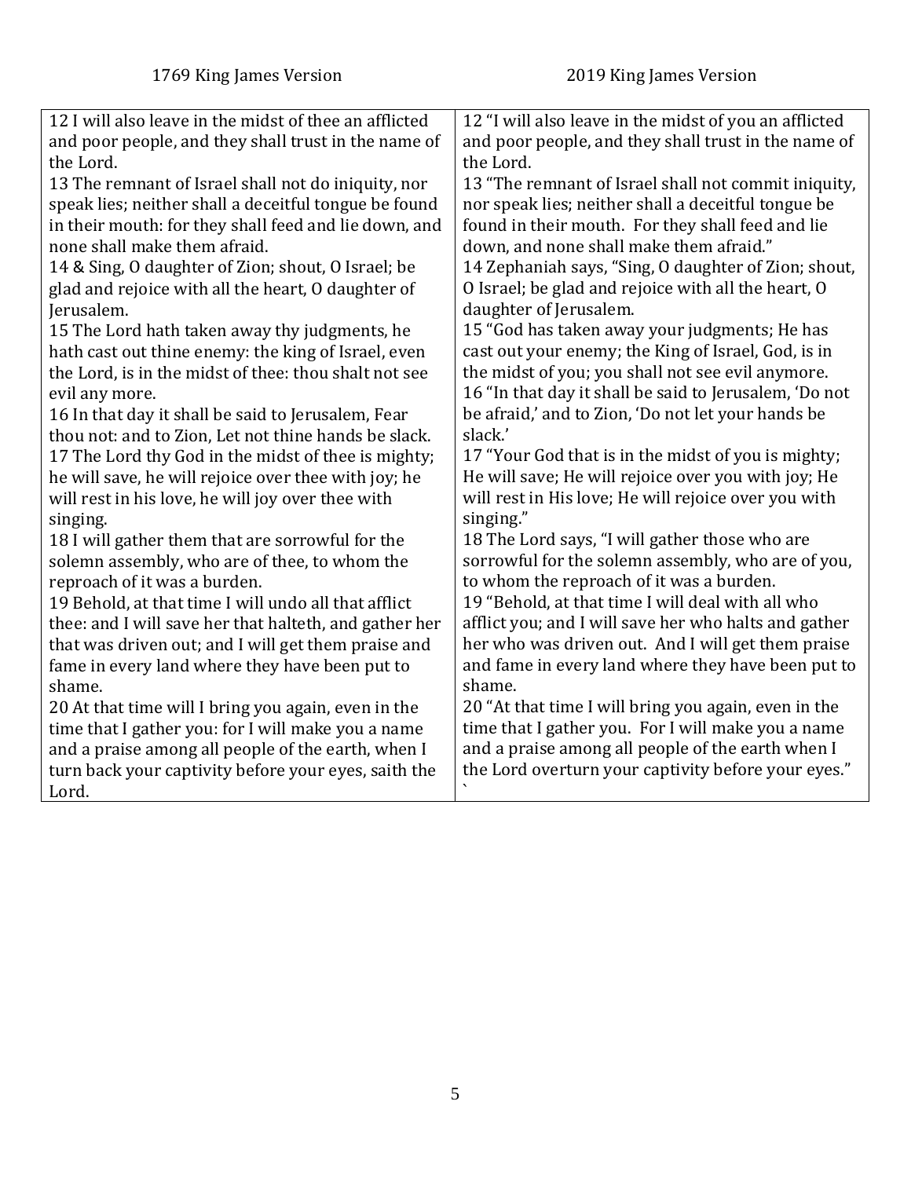| 1769 King James Version | 2019 King James Version |
| --- | --- |
| 12 I will also leave in the midst of thee an afflicted and poor people, and they shall trust in the name of the Lord.<br>13 The remnant of Israel shall not do iniquity, nor speak lies; neither shall a deceitful tongue be found in their mouth: for they shall feed and lie down, and none shall make them afraid.<br>14 & Sing, O daughter of Zion; shout, O Israel; be glad and rejoice with all the heart, O daughter of Jerusalem.<br>15 The Lord hath taken away thy judgments, he hath cast out thine enemy: the king of Israel, even the Lord, is in the midst of thee: thou shalt not see evil any more.<br>16 In that day it shall be said to Jerusalem, Fear thou not: and to Zion, Let not thine hands be slack.<br>17 The Lord thy God in the midst of thee is mighty; he will save, he will rejoice over thee with joy; he will rest in his love, he will joy over thee with singing.<br>18 I will gather them that are sorrowful for the solemn assembly, who are of thee, to whom the reproach of it was a burden.<br>19 Behold, at that time I will undo all that afflict thee: and I will save her that halteth, and gather her that was driven out; and I will get them praise and fame in every land where they have been put to shame.<br>20 At that time will I bring you again, even in the time that I gather you: for I will make you a name and a praise among all people of the earth, when I turn back your captivity before your eyes, saith the Lord. | 12 "I will also leave in the midst of you an afflicted and poor people, and they shall trust in the name of the Lord.<br>13 "The remnant of Israel shall not commit iniquity, nor speak lies; neither shall a deceitful tongue be found in their mouth. For they shall feed and lie down, and none shall make them afraid."<br>14 Zephaniah says, "Sing, O daughter of Zion; shout, O Israel; be glad and rejoice with all the heart, O daughter of Jerusalem.<br>15 "God has taken away your judgments; He has cast out your enemy; the King of Israel, God, is in the midst of you; you shall not see evil anymore.<br>16 "In that day it shall be said to Jerusalem, 'Do not be afraid,' and to Zion, 'Do not let your hands be slack.'<br>17 "Your God that is in the midst of you is mighty; He will save; He will rejoice over you with joy; He will rest in His love; He will rejoice over you with singing."<br>18 The Lord says, "I will gather those who are sorrowful for the solemn assembly, who are of you, to whom the reproach of it was a burden.<br>19 "Behold, at that time I will deal with all who afflict you; and I will save her who halts and gather her who was driven out. And I will get them praise and fame in every land where they have been put to shame.<br>20 "At that time I will bring you again, even in the time that I gather you. For I will make you a name and a praise among all people of the earth when I the Lord overturn your captivity before your eyes."<br>` |